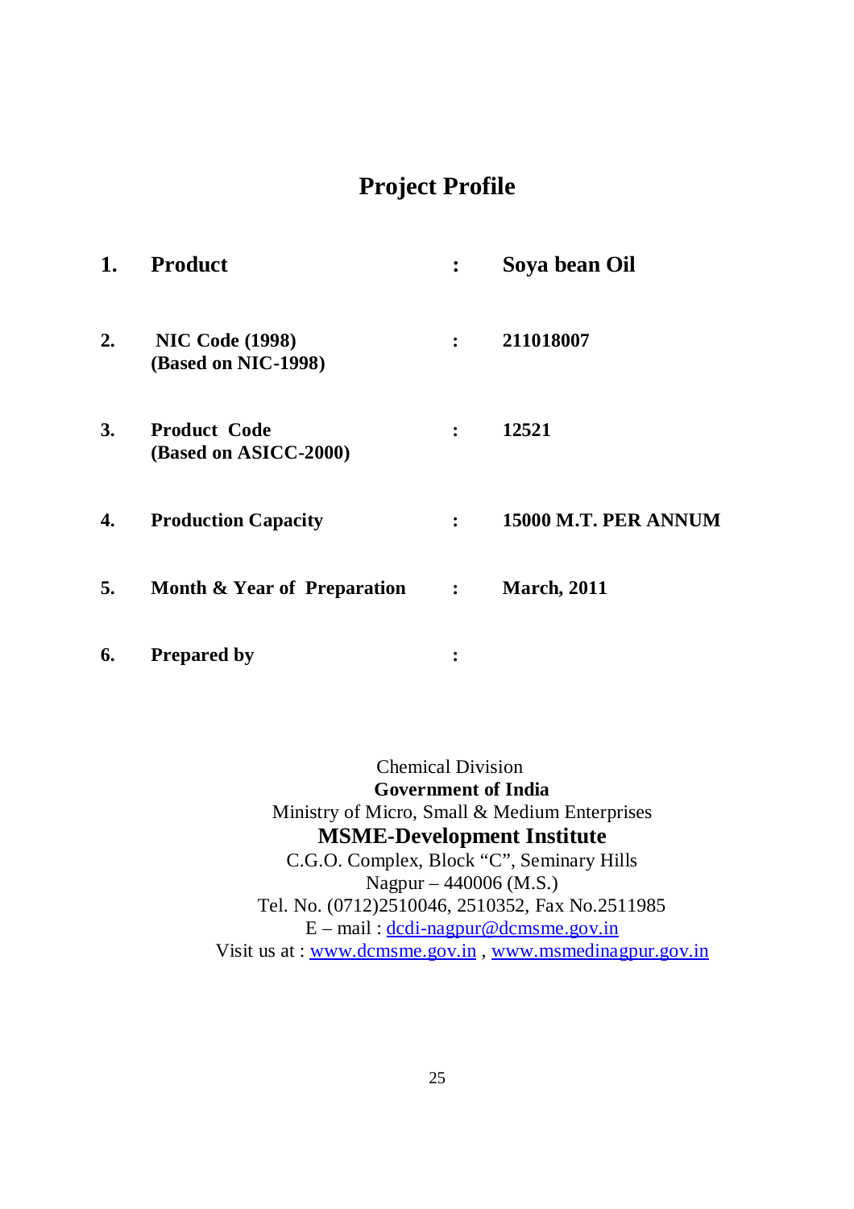# Project Profile

| | | | |
|---|---|---|---|
| **1.** | **Product** | **:** | **Soya bean Oil** |
| **2.** | **NIC Code (1998)**<br>**(Based on NIC-1998)** | **:** | **211018007** |
| **3.** | **Product Code**<br>**(Based on ASICC-2000)** | **:** | **12521** |
| **4.** | **Production Capacity** | **:** | **15000 M.T. PER ANNUM** |
| **5.** | **Month & Year of Preparation** | **:** | **March, 2011** |
| **6.** | **Prepared by** | **:** | |

Chemical Division
**Government of India**
Ministry of Micro, Small & Medium Enterprises
**MSME-Development Institute**
C.G.O. Complex, Block "C", Seminary Hills
Nagpur – 440006 (M.S.)
Tel. No. (0712)2510046, 2510352, Fax No.2511985
E – mail : dcdi-nagpur@dcmsme.gov.in
Visit us at : www.dcmsme.gov.in , www.msmedinagpur.gov.in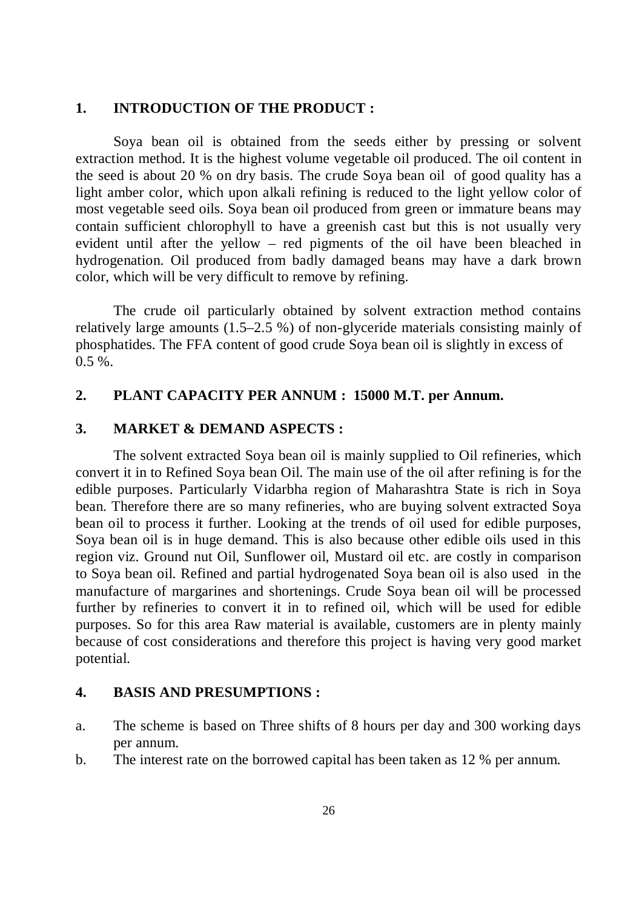## 1. INTRODUCTION OF THE PRODUCT :

Soya bean oil is obtained from the seeds either by pressing or solvent extraction method. It is the highest volume vegetable oil produced. The oil content in the seed is about 20 % on dry basis. The crude Soya bean oil of good quality has a light amber color, which upon alkali refining is reduced to the light yellow color of most vegetable seed oils. Soya bean oil produced from green or immature beans may contain sufficient chlorophyll to have a greenish cast but this is not usually very evident until after the yellow – red pigments of the oil have been bleached in hydrogenation. Oil produced from badly damaged beans may have a dark brown color, which will be very difficult to remove by refining.

The crude oil particularly obtained by solvent extraction method contains relatively large amounts (1.5–2.5 %) of non-glyceride materials consisting mainly of phosphatides. The FFA content of good crude Soya bean oil is slightly in excess of 0.5 %.

## 2. PLANT CAPACITY PER ANNUM : 15000 M.T. per Annum.

## 3. MARKET & DEMAND ASPECTS :

The solvent extracted Soya bean oil is mainly supplied to Oil refineries, which convert it in to Refined Soya bean Oil. The main use of the oil after refining is for the edible purposes. Particularly Vidarbha region of Maharashtra State is rich in Soya bean. Therefore there are so many refineries, who are buying solvent extracted Soya bean oil to process it further. Looking at the trends of oil used for edible purposes, Soya bean oil is in huge demand. This is also because other edible oils used in this region viz. Ground nut Oil, Sunflower oil, Mustard oil etc. are costly in comparison to Soya bean oil. Refined and partial hydrogenated Soya bean oil is also used in the manufacture of margarines and shortenings. Crude Soya bean oil will be processed further by refineries to convert it in to refined oil, which will be used for edible purposes. So for this area Raw material is available, customers are in plenty mainly because of cost considerations and therefore this project is having very good market potential.

## 4. BASIS AND PRESUMPTIONS :

a. The scheme is based on Three shifts of 8 hours per day and 300 working days per annum.

b. The interest rate on the borrowed capital has been taken as 12 % per annum.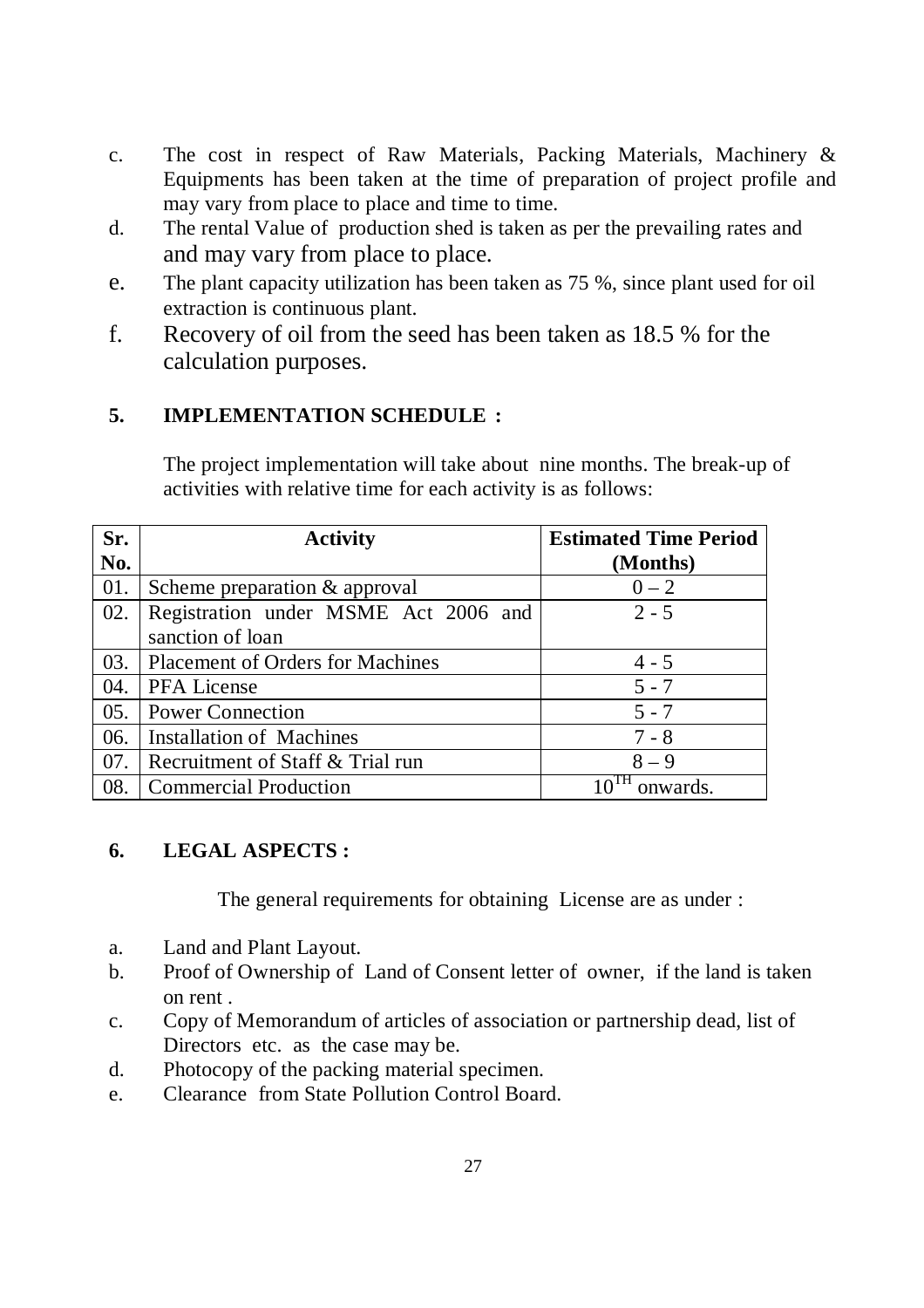c. The cost in respect of Raw Materials, Packing Materials, Machinery & Equipments has been taken at the time of preparation of project profile and may vary from place to place and time to time.

d. The rental Value of production shed is taken as per the prevailing rates and and may vary from place to place.

e. The plant capacity utilization has been taken as 75 %, since plant used for oil extraction is continuous plant.

f. Recovery of oil from the seed has been taken as 18.5 % for the calculation purposes.

## 5. IMPLEMENTATION SCHEDULE :

The project implementation will take about nine months. The break-up of activities with relative time for each activity is as follows:

| Sr. No. | Activity | Estimated Time Period (Months) |
|---|---|---|
| 01. | Scheme preparation & approval | 0 – 2 |
| 02. | Registration under MSME Act 2006 and sanction of loan | 2 - 5 |
| 03. | Placement of Orders for Machines | 4 - 5 |
| 04. | PFA License | 5 - 7 |
| 05. | Power Connection | 5 - 7 |
| 06. | Installation of Machines | 7 - 8 |
| 07. | Recruitment of Staff & Trial run | 8 – 9 |
| 08. | Commercial Production | 10TH onwards. |

## 6. LEGAL ASPECTS :

The general requirements for obtaining License are as under :

a. Land and Plant Layout.

b. Proof of Ownership of Land of Consent letter of owner, if the land is taken on rent .

c. Copy of Memorandum of articles of association or partnership dead, list of Directors etc. as the case may be.

d. Photocopy of the packing material specimen.

e. Clearance from State Pollution Control Board.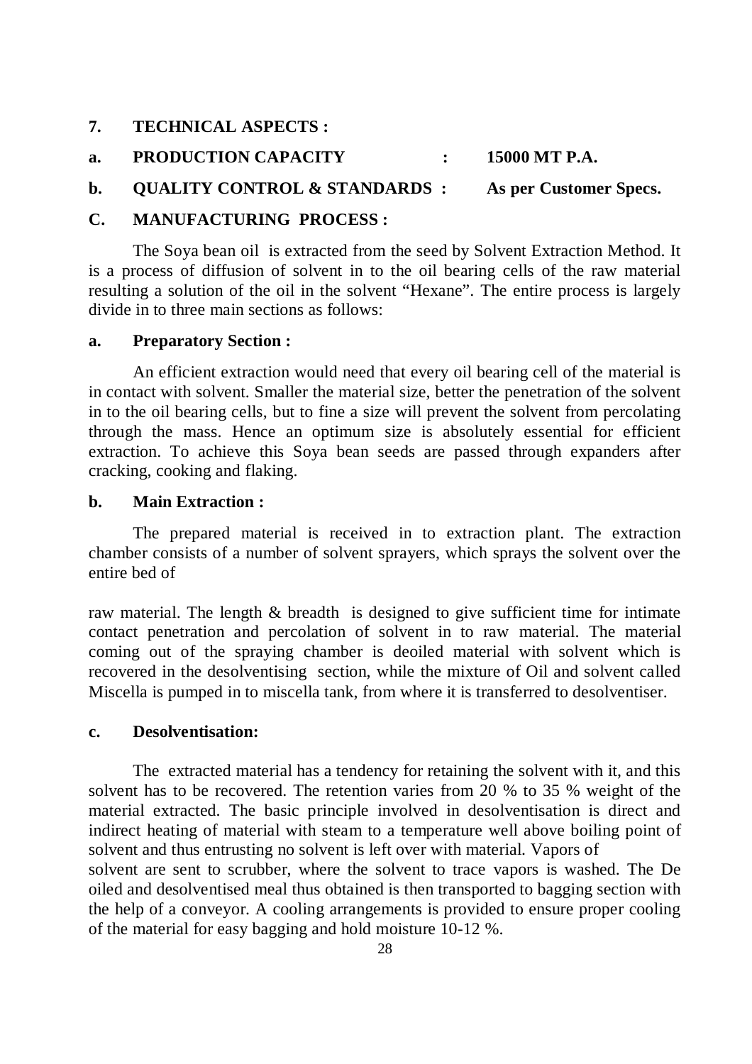**7. TECHNICAL ASPECTS :**

**a. PRODUCTION CAPACITY : 15000 MT P.A.**

**b. QUALITY CONTROL & STANDARDS : As per Customer Specs.**

**C. MANUFACTURING PROCESS :**

The Soya bean oil is extracted from the seed by Solvent Extraction Method. It is a process of diffusion of solvent in to the oil bearing cells of the raw material resulting a solution of the oil in the solvent "Hexane". The entire process is largely divide in to three main sections as follows:

**a. Preparatory Section :**

An efficient extraction would need that every oil bearing cell of the material is in contact with solvent. Smaller the material size, better the penetration of the solvent in to the oil bearing cells, but to fine a size will prevent the solvent from percolating through the mass. Hence an optimum size is absolutely essential for efficient extraction. To achieve this Soya bean seeds are passed through expanders after cracking, cooking and flaking.

**b. Main Extraction :**

The prepared material is received in to extraction plant. The extraction chamber consists of a number of solvent sprayers, which sprays the solvent over the entire bed of

raw material. The length & breadth is designed to give sufficient time for intimate contact penetration and percolation of solvent in to raw material. The material coming out of the spraying chamber is deoiled material with solvent which is recovered in the desolventising section, while the mixture of Oil and solvent called Miscella is pumped in to miscella tank, from where it is transferred to desolventiser.

**c. Desolventisation:**

The extracted material has a tendency for retaining the solvent with it, and this solvent has to be recovered. The retention varies from 20 % to 35 % weight of the material extracted. The basic principle involved in desolventisation is direct and indirect heating of material with steam to a temperature well above boiling point of solvent and thus entrusting no solvent is left over with material. Vapors of solvent are sent to scrubber, where the solvent to trace vapors is washed. The De oiled and desolventised meal thus obtained is then transported to bagging section with the help of a conveyor. A cooling arrangements is provided to ensure proper cooling of the material for easy bagging and hold moisture 10-12 %.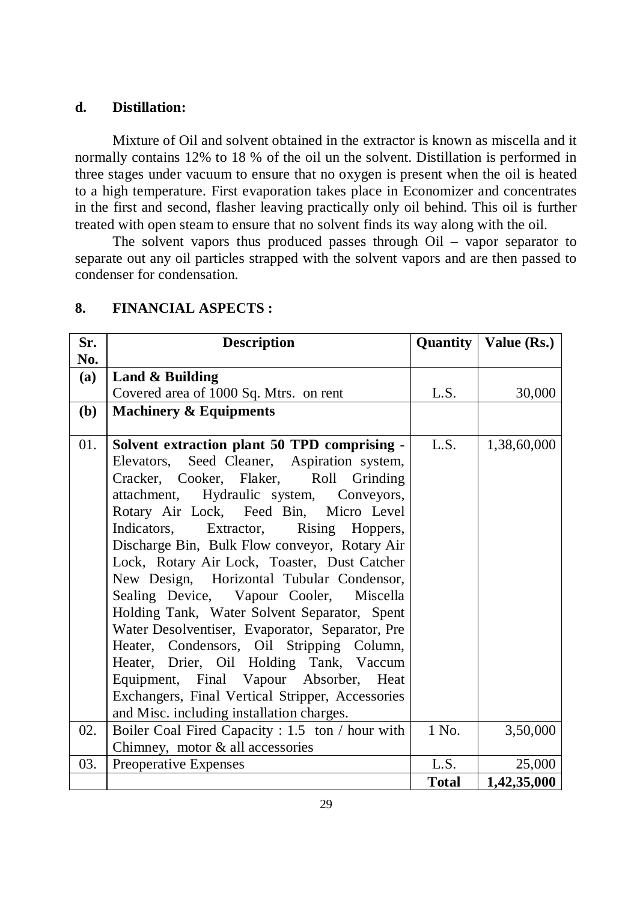**d. Distillation:**

Mixture of Oil and solvent obtained in the extractor is known as miscella and it normally contains 12% to 18 % of the oil un the solvent. Distillation is performed in three stages under vacuum to ensure that no oxygen is present when the oil is heated to a high temperature. First evaporation takes place in Economizer and concentrates in the first and second, flasher leaving practically only oil behind. This oil is further treated with open steam to ensure that no solvent finds its way along with the oil.

The solvent vapors thus produced passes through Oil – vapor separator to separate out any oil particles strapped with the solvent vapors and are then passed to condenser for condensation.

## 8. FINANCIAL ASPECTS :

| Sr. No. | Description | Quantity | Value (Rs.) |
|---|---|---|---|
| **(a)** | **Land & Building** Covered area of 1000 Sq. Mtrs. on rent | L.S. | 30,000 |
| **(b)** | **Machinery & Equipments** | | |
| 01. | **Solvent extraction plant 50 TPD comprising -** Elevators, Seed Cleaner, Aspiration system, Cracker, Cooker, Flaker, Roll Grinding attachment, Hydraulic system, Conveyors, Rotary Air Lock, Feed Bin, Micro Level Indicators, Extractor, Rising Hoppers, Discharge Bin, Bulk Flow conveyor, Rotary Air Lock, Rotary Air Lock, Toaster, Dust Catcher New Design, Horizontal Tubular Condensor, Sealing Device, Vapour Cooler, Miscella Holding Tank, Water Solvent Separator, Spent Water Desolventiser, Evaporator, Separator, Pre Heater, Condensors, Oil Stripping Column, Heater, Drier, Oil Holding Tank, Vaccum Equipment, Final Vapour Absorber, Heat Exchangers, Final Vertical Stripper, Accessories and Misc. including installation charges. | L.S. | 1,38,60,000 |
| 02. | Boiler Coal Fired Capacity : 1.5 ton / hour with Chimney, motor & all accessories | 1 No. | 3,50,000 |
| 03. | Preoperative Expenses | L.S. | 25,000 |
| | | **Total** | **1,42,35,000** |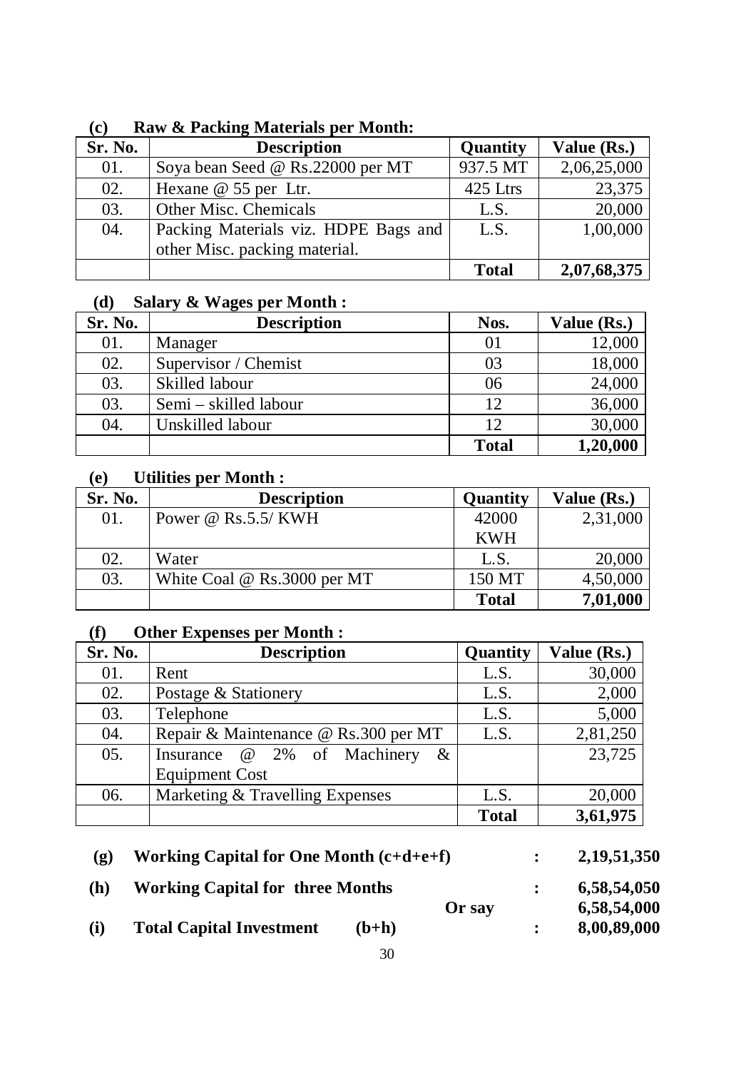**(c) Raw & Packing Materials per Month:**

| Sr. No. | Description | Quantity | Value (Rs.) |
|---|---|---|---|
| 01. | Soya bean Seed @ Rs.22000 per MT | 937.5 MT | 2,06,25,000 |
| 02. | Hexane @ 55 per Ltr. | 425 Ltrs | 23,375 |
| 03. | Other Misc. Chemicals | L.S. | 20,000 |
| 04. | Packing Materials viz. HDPE Bags and other Misc. packing material. | L.S. | 1,00,000 |
| | | **Total** | **2,07,68,375** |

**(d) Salary & Wages per Month :**

| Sr. No. | Description | Nos. | Value (Rs.) |
|---|---|---|---|
| 01. | Manager | 01 | 12,000 |
| 02. | Supervisor / Chemist | 03 | 18,000 |
| 03. | Skilled labour | 06 | 24,000 |
| 03. | Semi – skilled labour | 12 | 36,000 |
| 04. | Unskilled labour | 12 | 30,000 |
| | | **Total** | **1,20,000** |

**(e) Utilities per Month :**

| Sr. No. | Description | Quantity | Value (Rs.) |
|---|---|---|---|
| 01. | Power @ Rs.5.5/ KWH | 42000 KWH | 2,31,000 |
| 02. | Water | L.S. | 20,000 |
| 03. | White Coal @ Rs.3000 per MT | 150 MT | 4,50,000 |
| | | **Total** | **7,01,000** |

**(f) Other Expenses per Month :**

| Sr. No. | Description | Quantity | Value (Rs.) |
|---|---|---|---|
| 01. | Rent | L.S. | 30,000 |
| 02. | Postage & Stationery | L.S. | 2,000 |
| 03. | Telephone | L.S. | 5,000 |
| 04. | Repair & Maintenance @ Rs.300 per MT | L.S. | 2,81,250 |
| 05. | Insurance @ 2% of Machinery & Equipment Cost | | 23,725 |
| 06. | Marketing & Travelling Expenses | L.S. | 20,000 |
| | | **Total** | **3,61,975** |

**(g) Working Capital for One Month (c+d+e+f) : 2,19,51,350**

**(h) Working Capital for three Months : 6,58,54,050**

**Or say 6,58,54,000**

**(i) Total Capital Investment (b+h) : 8,00,89,000**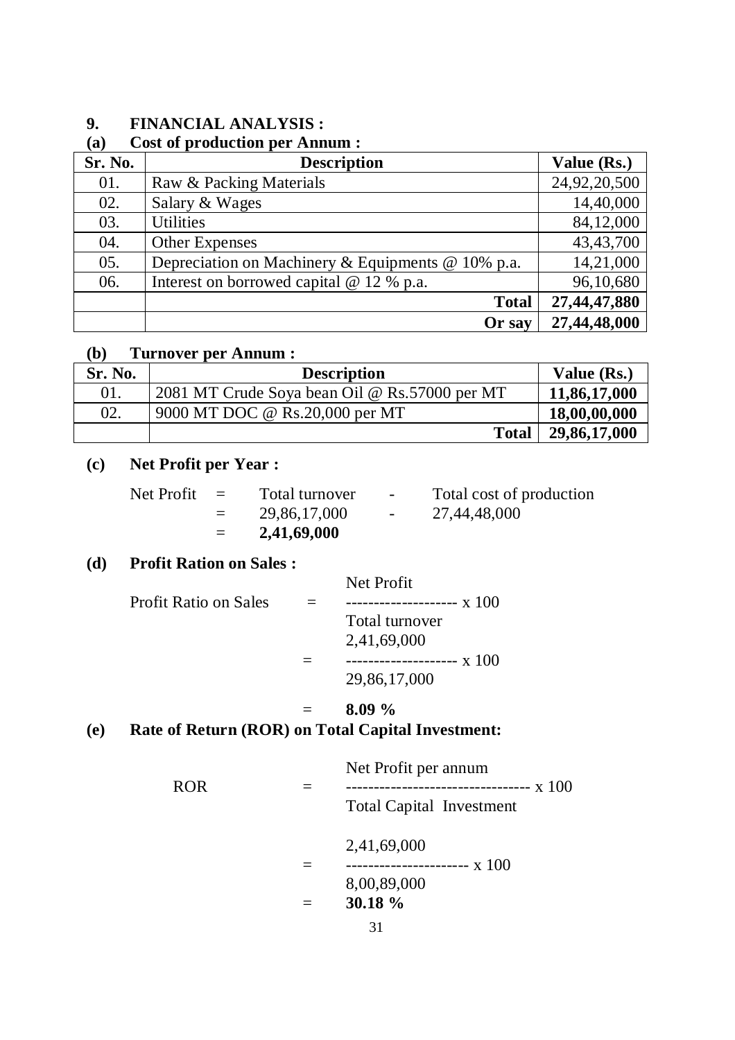## 9. FINANCIAL ANALYSIS :

### (a) Cost of production per Annum :

| Sr. No. | Description | Value (Rs.) |
|---|---|---|
| 01. | Raw & Packing Materials | 24,92,20,500 |
| 02. | Salary & Wages | 14,40,000 |
| 03. | Utilities | 84,12,000 |
| 04. | Other Expenses | 43,43,700 |
| 05. | Depreciation on Machinery & Equipments @ 10% p.a. | 14,21,000 |
| 06. | Interest on borrowed capital @ 12 % p.a. | 96,10,680 |
| | **Total** | **27,44,47,880** |
| | **Or say** | **27,44,48,000** |

### (b) Turnover per Annum :

| Sr. No. | Description | Value (Rs.) |
|---|---|---|
| 01. | 2081 MT Crude Soya bean Oil @ Rs.57000 per MT | **11,86,17,000** |
| 02. | 9000 MT DOC @ Rs.20,000 per MT | **18,00,00,000** |
| | **Total** | **29,86,17,000** |

### (c) Net Profit per Year :

Net Profit = Total turnover - Total cost of production

= 29,86,17,000 - 27,44,48,000

= **2,41,69,000**

### (d) Profit Ration on Sales :

$$\text{Profit Ratio on Sales} = \frac{\text{Net Profit}}{\text{Total turnover}} \times 100$$

$$= \frac{2,41,69,000}{29,86,17,000} \times 100$$

= **8.09 %**

### (e) Rate of Return (ROR) on Total Capital Investment:

$$\text{ROR} = \frac{\text{Net Profit per annum}}{\text{Total Capital Investment}} \times 100$$

$$= \frac{2,41,69,000}{8,00,89,000} \times 100$$

= **30.18 %**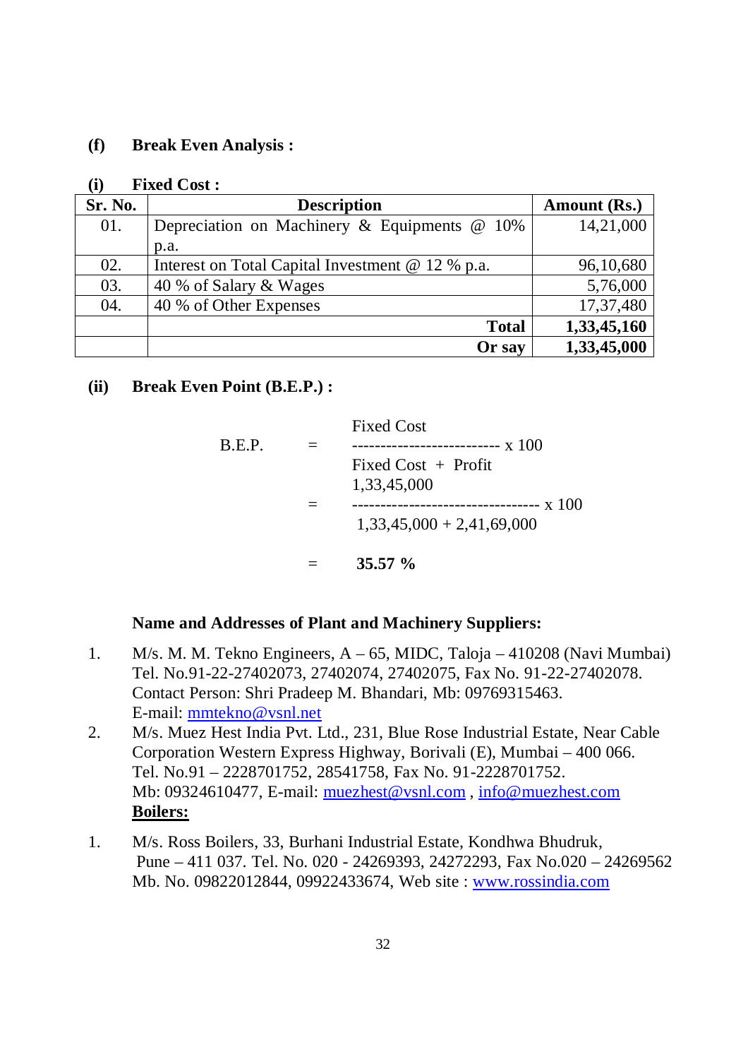**(f) Break Even Analysis :**

**(i) Fixed Cost :**

| Sr. No. | Description | Amount (Rs.) |
|---|---|---|
| 01. | Depreciation on Machinery & Equipments @ 10% p.a. | 14,21,000 |
| 02. | Interest on Total Capital Investment @ 12 % p.a. | 96,10,680 |
| 03. | 40 % of Salary & Wages | 5,76,000 |
| 04. | 40 % of Other Expenses | 17,37,480 |
| | **Total** | **1,33,45,160** |
| | **Or say** | **1,33,45,000** |

**(ii) Break Even Point (B.E.P.) :**

$$\text{B.E.P.} = \frac{\text{Fixed Cost}}{\text{Fixed Cost} + \text{Profit}} \times 100$$

$$= \frac{1{,}33{,}45{,}000}{1{,}33{,}45{,}000 + 2{,}41{,}69{,}000} \times 100$$

$$= \mathbf{35.57\ \%}$$

**Name and Addresses of Plant and Machinery Suppliers:**

1. M/s. M. M. Tekno Engineers, A – 65, MIDC, Taloja – 410208 (Navi Mumbai) Tel. No.91-22-27402073, 27402074, 27402075, Fax No. 91-22-27402078. Contact Person: Shri Pradeep M. Bhandari, Mb: 09769315463. E-mail: mmtekno@vsnl.net
2. M/s. Muez Hest India Pvt. Ltd., 231, Blue Rose Industrial Estate, Near Cable Corporation Western Express Highway, Borivali (E), Mumbai – 400 066. Tel. No.91 – 2228701752, 28541758, Fax No. 91-2228701752. Mb: 09324610477, E-mail: muezhest@vsnl.com , info@muezhest.com

**Boilers:**

1. M/s. Ross Boilers, 33, Burhani Industrial Estate, Kondhwa Bhudruk, Pune – 411 037. Tel. No. 020 - 24269393, 24272293, Fax No.020 – 24269562 Mb. No. 09822012844, 09922433674, Web site : www.rossindia.com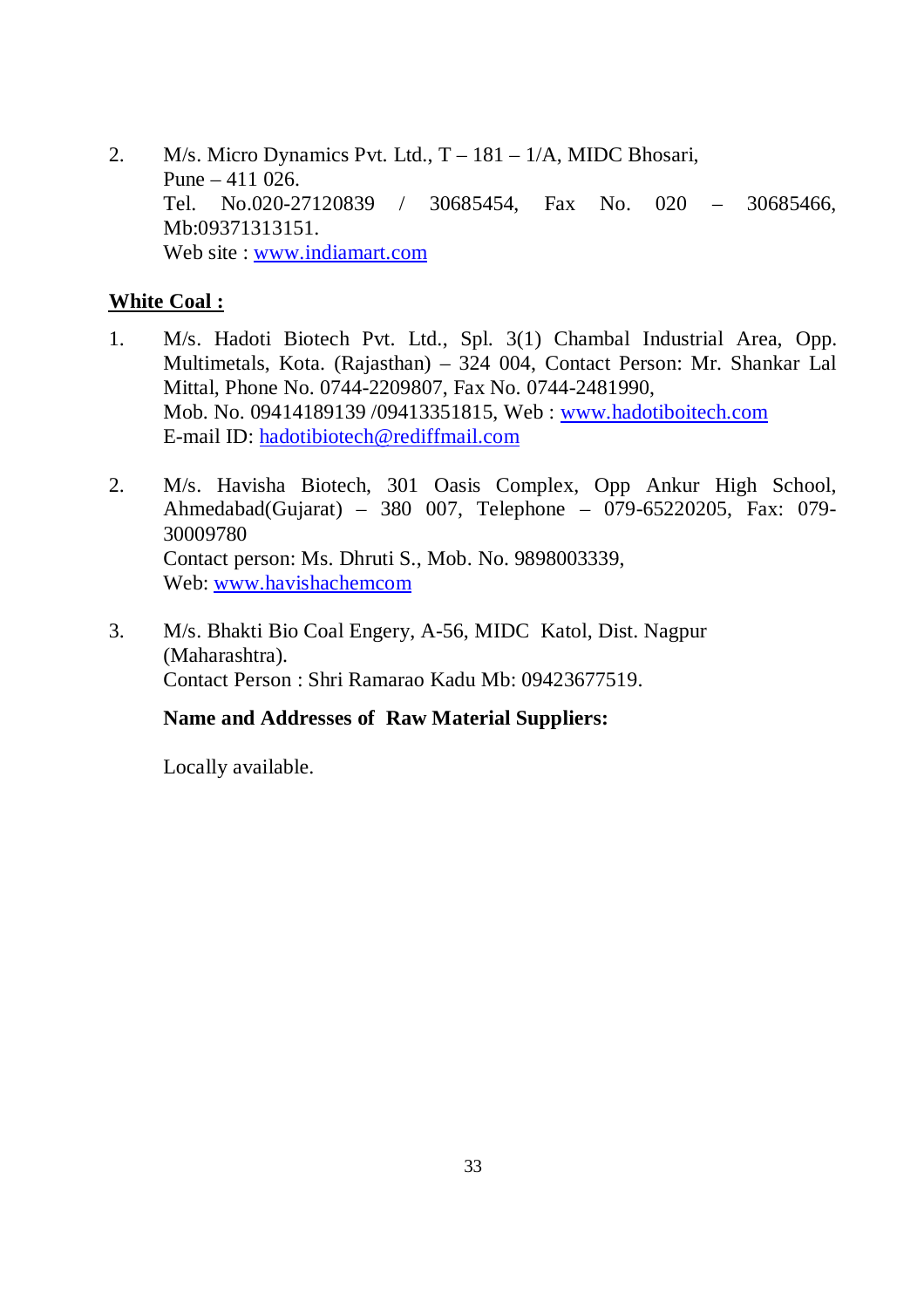2. M/s. Micro Dynamics Pvt. Ltd., T – 181 – 1/A, MIDC Bhosari, Pune – 411 026.
   Tel. No.020-27120839 / 30685454, Fax No. 020 – 30685466, Mb:09371313151.
   Web site : www.indiamart.com

**White Coal :**

1. M/s. Hadoti Biotech Pvt. Ltd., Spl. 3(1) Chambal Industrial Area, Opp. Multimetals, Kota. (Rajasthan) – 324 004, Contact Person: Mr. Shankar Lal Mittal, Phone No. 0744-2209807, Fax No. 0744-2481990,
   Mob. No. 09414189139 /09413351815, Web : www.hadotiboitech.com
   E-mail ID: hadotibiotech@rediffmail.com

2. M/s. Havisha Biotech, 301 Oasis Complex, Opp Ankur High School, Ahmedabad(Gujarat) – 380 007, Telephone – 079-65220205, Fax: 079-30009780
   Contact person: Ms. Dhruti S., Mob. No. 9898003339,
   Web: www.havishachemcom

3. M/s. Bhakti Bio Coal Engery, A-56, MIDC Katol, Dist. Nagpur (Maharashtra).
   Contact Person : Shri Ramarao Kadu Mb: 09423677519.

   **Name and Addresses of Raw Material Suppliers:**

   Locally available.